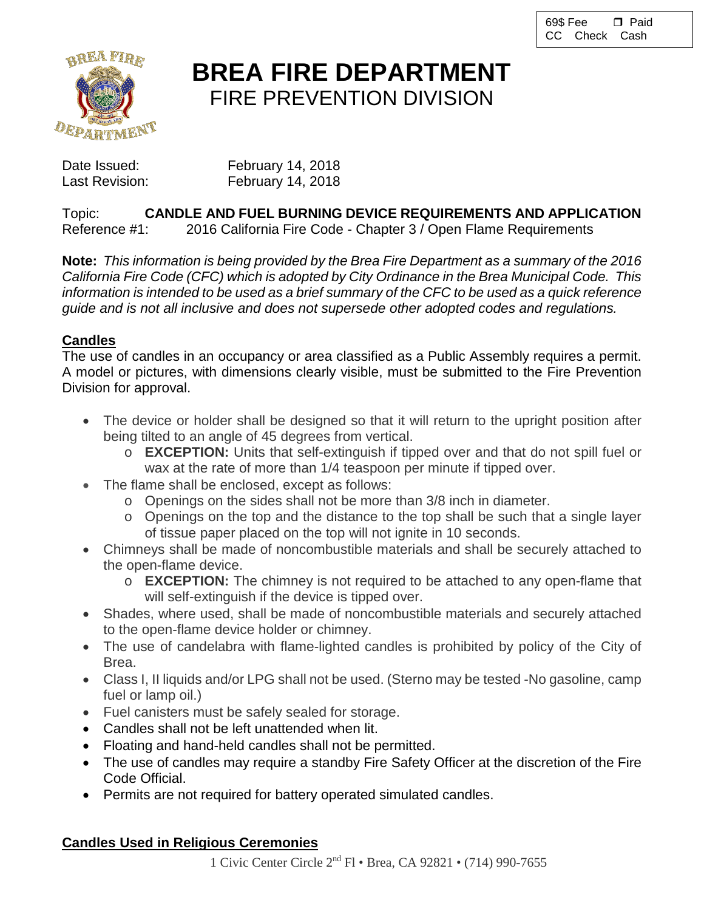69$ Fee ❒ Paid
CC Check Cash

# BREA FIRE DEPARTMENT
## FIRE PREVENTION DIVISION

Date Issued: February 14, 2018
Last Revision: February 14, 2018

Topic: **CANDLE AND FUEL BURNING DEVICE REQUIREMENTS AND APPLICATION**
Reference #1: 2016 California Fire Code - Chapter 3 / Open Flame Requirements

**Note:** *This information is being provided by the Brea Fire Department as a summary of the 2016 California Fire Code (CFC) which is adopted by City Ordinance in the Brea Municipal Code. This information is intended to be used as a brief summary of the CFC to be used as a quick reference guide and is not all inclusive and does not supersede other adopted codes and regulations.*

### Candles

The use of candles in an occupancy or area classified as a Public Assembly requires a permit. A model or pictures, with dimensions clearly visible, must be submitted to the Fire Prevention Division for approval.

- The device or holder shall be designed so that it will return to the upright position after being tilted to an angle of 45 degrees from vertical.
  - **EXCEPTION:** Units that self-extinguish if tipped over and that do not spill fuel or wax at the rate of more than 1/4 teaspoon per minute if tipped over.
- The flame shall be enclosed, except as follows:
  - Openings on the sides shall not be more than 3/8 inch in diameter.
  - Openings on the top and the distance to the top shall be such that a single layer of tissue paper placed on the top will not ignite in 10 seconds.
- Chimneys shall be made of noncombustible materials and shall be securely attached to the open-flame device.
  - **EXCEPTION:** The chimney is not required to be attached to any open-flame that will self-extinguish if the device is tipped over.
- Shades, where used, shall be made of noncombustible materials and securely attached to the open-flame device holder or chimney.
- The use of candelabra with flame-lighted candles is prohibited by policy of the City of Brea.
- Class I, II liquids and/or LPG shall not be used. (Sterno may be tested -No gasoline, camp fuel or lamp oil.)
- Fuel canisters must be safely sealed for storage.
- Candles shall not be left unattended when lit.
- Floating and hand-held candles shall not be permitted.
- The use of candles may require a standby Fire Safety Officer at the discretion of the Fire Code Official.
- Permits are not required for battery operated simulated candles.

### Candles Used in Religious Ceremonies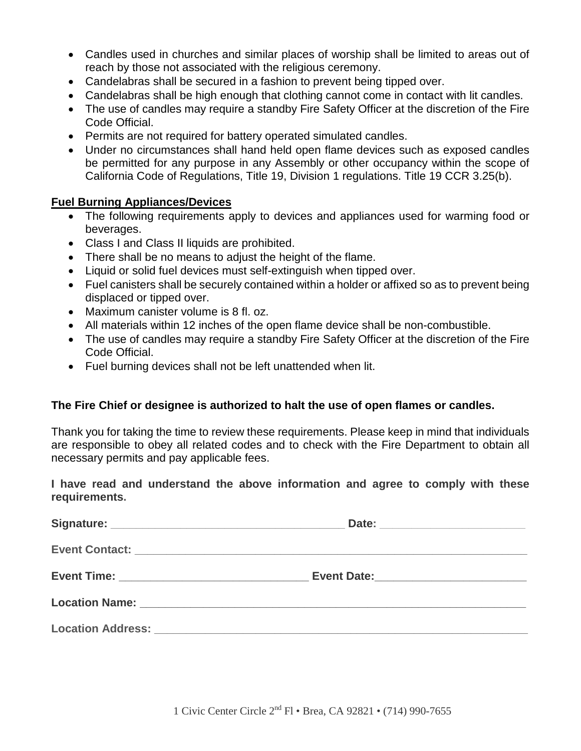- Candles used in churches and similar places of worship shall be limited to areas out of reach by those not associated with the religious ceremony.
- Candelabras shall be secured in a fashion to prevent being tipped over.
- Candelabras shall be high enough that clothing cannot come in contact with lit candles.
- The use of candles may require a standby Fire Safety Officer at the discretion of the Fire Code Official.
- Permits are not required for battery operated simulated candles.
- Under no circumstances shall hand held open flame devices such as exposed candles be permitted for any purpose in any Assembly or other occupancy within the scope of California Code of Regulations, Title 19, Division 1 regulations. Title 19 CCR 3.25(b).

**Fuel Burning Appliances/Devices**

- The following requirements apply to devices and appliances used for warming food or beverages.
- Class I and Class II liquids are prohibited.
- There shall be no means to adjust the height of the flame.
- Liquid or solid fuel devices must self-extinguish when tipped over.
- Fuel canisters shall be securely contained within a holder or affixed so as to prevent being displaced or tipped over.
- Maximum canister volume is 8 fl. oz.
- All materials within 12 inches of the open flame device shall be non-combustible.
- The use of candles may require a standby Fire Safety Officer at the discretion of the Fire Code Official.
- Fuel burning devices shall not be left unattended when lit.

**The Fire Chief or designee is authorized to halt the use of open flames or candles.**

Thank you for taking the time to review these requirements. Please keep in mind that individuals are responsible to obey all related codes and to check with the Fire Department to obtain all necessary permits and pay applicable fees.

**I have read and understand the above information and agree to comply with these requirements.**

**Signature:** ______________________________________ **Date:** _______________________

**Event Contact:** _______________________________________________________________

**Event Time:** ______________________________ **Event Date:**________________________

**Location Name:** ______________________________________________________________

**Location Address:** ____________________________________________________________

1 Civic Center Circle 2nd Fl • Brea, CA 92821 • (714) 990-7655